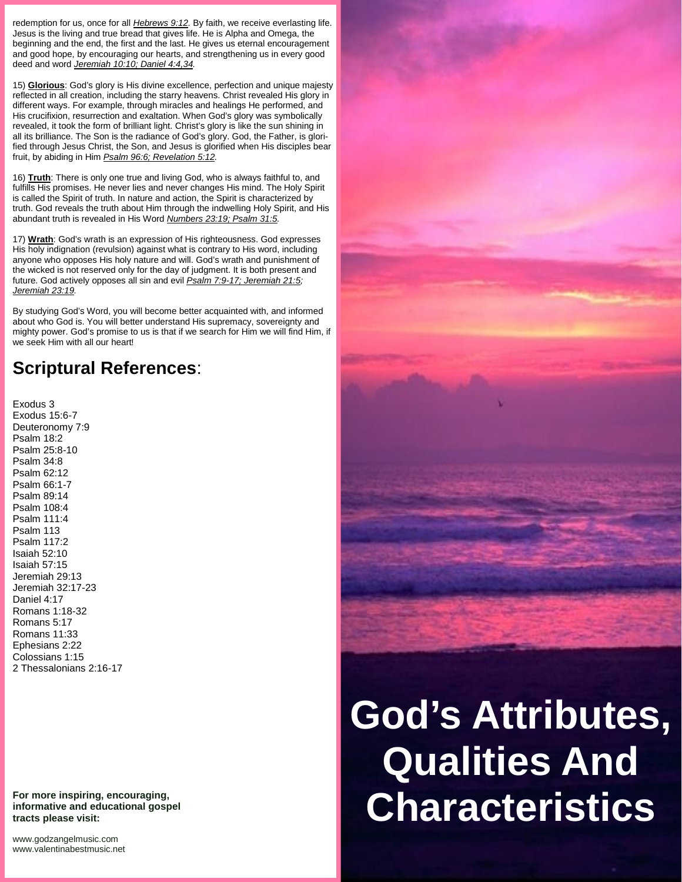redemption for us, once for all *Hebrews 9:12*. By faith, we receive everlasting life. Jesus is the living and true bread that gives life. He is Alpha and Omega, the beginning and the end, the first and the last. He gives us eternal encouragement and good hope, by encouraging our hearts, and strengthening us in every good deed and word *Jeremiah 10:10; Daniel 4:4,34*.

15) **Glorious**: God's glory is His divine excellence, perfection and unique majesty reflected in all creation, including the starry heavens. Christ revealed His glory in different ways. For example, through miracles and healings He performed, and His crucifixion, resurrection and exaltation. When God's glory was symbolically revealed, it took the form of brilliant light. Christ's glory is like the sun shining in all its brilliance. The Son is the radiance of God's glory. God, the Father, is glorified through Jesus Christ, the Son, and Jesus is glorified when His disciples bear fruit, by abiding in Him *Psalm 96:6; Revelation 5:12*.

16) **Truth**: There is only one true and living God, who is always faithful to, and fulfills His promises. He never lies and never changes His mind. The Holy Spirit is called the Spirit of truth. In nature and action, the Spirit is characterized by truth. God reveals the truth about Him through the indwelling Holy Spirit, and His abundant truth is revealed in His Word *Numbers 23:19; Psalm 31:5*.

17) **Wrath**: God's wrath is an expression of His righteousness. God expresses His holy indignation (revulsion) against what is contrary to His word, including anyone who opposes His holy nature and will. God's wrath and punishment of the wicked is not reserved only for the day of judgment. It is both present and future. God actively opposes all sin and evil *Psalm 7:9-17; Jeremiah 21:5; Jeremiah 23:19*.

By studying God's Word, you will become better acquainted with, and informed about who God is. You will better understand His supremacy, sovereignty and mighty power. God's promise to us is that if we search for Him we will find Him, if we seek Him with all our heart!

## Scriptural References:

Exodus 3
Exodus 15:6-7
Deuteronomy 7:9
Psalm 18:2
Psalm 25:8-10
Psalm 34:8
Psalm 62:12
Psalm 66:1-7
Psalm 89:14
Psalm 108:4
Psalm 111:4
Psalm 113
Psalm 117:2
Isaiah 52:10
Isaiah 57:15
Jeremiah 29:13
Jeremiah 32:17-23
Daniel 4:17
Romans 1:18-32
Romans 5:17
Romans 11:33
Ephesians 2:22
Colossians 1:15
2 Thessalonians 2:16-17

**For more inspiring, encouraging, informative and educational gospel tracts please visit:**

www.godzangelmusic.com
www.valentinabestmusic.net

# God's Attributes, Qualities And Characteristics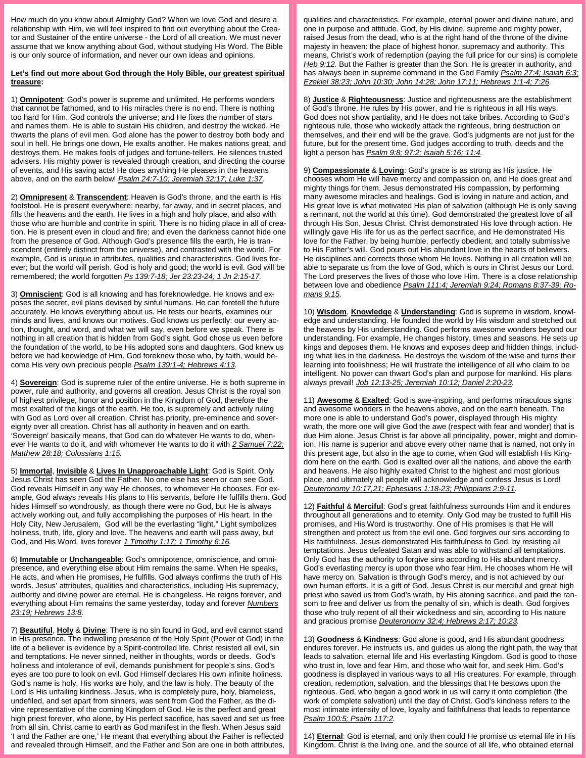How much do you know about Almighty God? When we love God and desire a relationship with Him, we will feel inspired to find out everything about the Creator and Sustainer of the entire universe - the Lord of all creation. We must never assume that we know anything about God, without studying His Word. The Bible is our only source of information, and never our own ideas and opinions.

**Let's find out more about God through the Holy Bible, our greatest spiritual treasure:**

1) **Omnipotent**: God's power is supreme and unlimited. He performs wonders that cannot be fathomed, and to His miracles there is no end. There is nothing too hard for Him. God controls the universe; and He fixes the number of stars and names them. He is able to sustain His children, and destroy the wicked. He thwarts the plans of evil men. God alone has the power to destroy both body and soul in hell. He brings one down, He exalts another. He makes nations great, and destroys them. He makes fools of judges and fortune-tellers. He silences trusted advisers. His mighty power is revealed through creation, and directing the course of events, and His saving acts! He does anything He pleases in the heavens above, and on the earth below! *Psalm 24:7-10; Jeremiah 32:17; Luke 1:37.*

2) **Omnipresent** & **Transcendent**: Heaven is God's throne, and the earth is His footstool. He is present everywhere: nearby, far away, and in secret places, and fills the heavens and the earth. He lives in a high and holy place, and also with those who are humble and contrite in spirit. There is no hiding place in all of creation. He is present even in cloud and fire; and even the darkness cannot hide one from the presence of God. Although God's presence fills the earth, He is transcendent (entirely distinct from the universe), and contrasted with the world. For example, God is unique in attributes, qualities and characteristics. God lives forever; but the world will perish. God is holy and good; the world is evil. God will be remembered; the world forgotten *Ps 139:7-18; Jer 23:23-24; 1 Jn 2:15-17.*

3) **Omniscient**: God is all knowing and has foreknowledge. He knows and exposes the secret, evil plans devised by sinful humans. He can foretell the future accurately. He knows everything about us. He tests our hearts, examines our minds and lives, and knows our motives. God knows us perfectly: our every action, thought, and word, and what we will say, even before we speak. There is nothing in all creation that is hidden from God's sight. God chose us even before the foundation of the world, to be His adopted sons and daughters. God knew us before we had knowledge of Him. God foreknew those who, by faith, would become His very own precious people *Psalm 139:1-4; Hebrews 4:13.*

4) **Sovereign**: God is supreme ruler of the entire universe. He is both supreme in power, rule and authority, and governs all creation. Jesus Christ is the royal son of highest privilege, honor and position in the Kingdom of God, therefore the most exalted of the kings of the earth. He too, is supremely and actively ruling with God as Lord over all creation. Christ has priority, pre-eminence and sovereignty over all creation. Christ has all authority in heaven and on earth. 'Sovereign' basically means, that God can do whatever He wants to do, whenever He wants to do it, and with whomever He wants to do it with *2 Samuel 7:22; Matthew 28:18; Colossians 1:15.*

5) **Immortal**, **Invisible** & **Lives In Unapproachable Light**: God is Spirit. Only Jesus Christ has seen God the Father. No one else has seen or can see God. God reveals Himself in any way He chooses, to whomever He chooses. For example, God always reveals His plans to His servants, before He fulfills them. God hides Himself so wondrously, as though there were no God, but He is always actively working out, and fully accomplishing the purposes of His heart. In the Holy City, New Jerusalem, God will be the everlasting "light." Light symbolizes holiness, truth, life, glory and love. The heavens and earth will pass away, but God, and His Word, lives forever *1 Timothy 1:17; 1 Timothy 6:16.*

6) **Immutable** or **Unchangeable**: God's omnipotence, omniscience, and omnipresence, and everything else about Him remains the same. When He speaks, He acts, and when He promises, He fulfills. God always confirms the truth of His words. Jesus' attributes, qualities and characteristics, including His supremacy, authority and divine power are eternal. He is changeless. He reigns forever, and everything about Him remains the same yesterday, today and forever *Numbers 23:19; Hebrews 13:8.*

7) **Beautiful**, **Holy** & **Divine**: There is no sin found in God, and evil cannot stand in His presence. The indwelling presence of the Holy Spirit (Power of God) in the life of a believer is evidence by a Spirit-controlled life. Christ resisted all evil, sin and temptations. He never sinned, neither in thoughts, words or deeds. God's holiness and intolerance of evil, demands punishment for people's sins. God's eyes are too pure to look on evil. God Himself declares His own infinite holiness. God's name is holy, His works are holy, and the law is holy. The beauty of the Lord is His unfailing kindness. Jesus, who is completely pure, holy, blameless, undefiled, and set apart from sinners, was sent from God the Father, as the divine representative of the coming Kingdom of God. He is the perfect and great high priest forever, who alone, by His perfect sacrifice, has saved and set us free from all sin. Christ came to earth as God manifest in the flesh. When Jesus said 'I and the Father are one,' He meant that everything about the Father is reflected and revealed through Himself, and the Father and Son are one in both attributes, qualities and characteristics. For example, eternal power and divine nature, and one in purpose and attitude. God, by His divine, supreme and mighty power, raised Jesus from the dead, who is at the right hand of the throne of the divine majesty in heaven: the place of highest honor, supremacy and authority. This means, Christ's work of redemption (paying the full price for our sins) is complete *Heb 9:12.* But the Father is greater than the Son. He is greater in authority, and has always been in supreme command in the God Family *Psalm 27:4; Isaiah 6:3; Ezekiel 38:23; John 10:30; John 14:28; John 17:11; Hebrews 1:1-4; 7:26.*

8) **Justice** & **Righteousness**: Justice and righteousness are the establishment of God's throne. He rules by His power, and He is righteous in all His ways. God does not show partiality, and He does not take bribes. According to God's righteous rule, those who wickedly attack the righteous, bring destruction on themselves, and their end will be the grave. God's judgments are not just for the future, but for the present time. God judges according to truth, deeds and the light a person has *Psalm 9:8; 97:2; Isaiah 5:16; 11:4.*

9) **Compassionate** & **Loving**: God's grace is as strong as His justice. He chooses whom He will have mercy and compassion on, and He does great and mighty things for them. Jesus demonstrated His compassion, by performing many awesome miracles and healings. God is loving in nature and action, and His great love is what motivated His plan of salvation (although He is only saving a remnant, not the world at this time). God demonstrated the greatest love of all through His Son, Jesus Christ. Christ demonstrated His love through action. He willingly gave His life for us as the perfect sacrifice, and He demonstrated His love for the Father, by being humble, perfectly obedient, and totally submissive to His Father's will. God pours out His abundant love in the hearts of believers. He disciplines and corrects those whom He loves. Nothing in all creation will be able to separate us from the love of God, which is ours in Christ Jesus our Lord. The Lord preserves the lives of those who love Him. There is a close relationship between love and obedience *Psalm 111:4; Jeremiah 9:24; Romans 8:37-39; Romans 9:15.*

10) **Wisdom**, **Knowledge** & **Understanding**: God is supreme in wisdom, knowledge and understanding. He founded the world by His wisdom and stretched out the heavens by His understanding. God performs awesome wonders beyond our understanding. For example, He changes history, times and seasons. He sets up kings and deposes them. He knows and exposes deep and hidden things, including what lies in the darkness. He destroys the wisdom of the wise and turns their learning into foolishness; He will frustrate the intelligence of all who claim to be intelligent. No power can thwart God's plan and purpose for mankind. His plans always prevail! *Job 12:13-25; Jeremiah 10:12; Daniel 2:20-23.*

11) **Awesome** & **Exalted**: God is awe-inspiring, and performs miraculous signs and awesome wonders in the heavens above, and on the earth beneath. The more one is able to understand God's power, displayed through His mighty wrath, the more one will give God the awe (respect with fear and wonder) that is due Him alone. Jesus Christ is far above all principality, power, might and dominion. His name is superior and above every other name that is named, not only in this present age, but also in the age to come, when God will establish His Kingdom here on the earth. God is exalted over all the nations, and above the earth and heavens. He also highly exalted Christ to the highest and most glorious place, and ultimately all people will acknowledge and confess Jesus is Lord! *Deuteronomy 10:17,21; Ephesians 1:18-23; Philippians 2:9-11.*

12) **Faithful** & **Merciful**: God's great faithfulness surrounds Him and it endures throughout all generations and to eternity. Only God may be trusted to fulfill His promises, and His Word is trustworthy. One of His promises is that He will strengthen and protect us from the evil one. God forgives our sins according to His faithfulness. Jesus demonstrated His faithfulness to God, by resisting all temptations. Jesus defeated Satan and was able to withstand all temptations. Only God has the authority to forgive sins according to His abundant mercy. God's everlasting mercy is upon those who fear Him. He chooses whom He will have mercy on. Salvation is through God's mercy, and is not achieved by our own human efforts. It is a gift of God. Jesus Christ is our merciful and great high priest who saved us from God's wrath, by His atoning sacrifice, and paid the ransom to free and deliver us from the penalty of sin, which is death. God forgives those who truly repent of all their wickedness and sin, according to His nature and gracious promise *Deuteronomy 32:4; Hebrews 2:17; 10:23.*

13) **Goodness** & **Kindness**: God alone is good, and His abundant goodness endures forever. He instructs us, and guides us along the right path, the way that leads to salvation, eternal life and His everlasting Kingdom. God is good to those who trust in, love and fear Him, and those who wait for, and seek Him. God's goodness is displayed in various ways to all His creatures. For example, through creation, redemption, salvation, and the blessings that He bestows upon the righteous. God, who began a good work in us will carry it onto completion (the work of complete salvation) until the day of Christ. God's kindness refers to the most intimate intensity of love, loyalty and faithfulness that leads to repentance *Psalm 100:5; Psalm 117:2.*

14) **Eternal**: God is eternal, and only then could He promise us eternal life in His Kingdom. Christ is the living one, and the source of all life, who obtained eternal